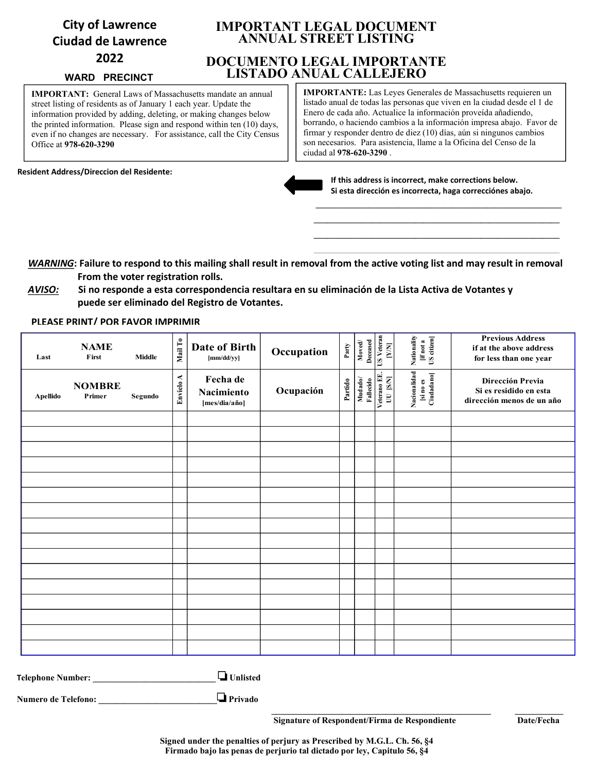**City of Lawrence**
**Ciudad de Lawrence**
**2022**

**WARD PRECINCT**

# IMPORTANT LEGAL DOCUMENT
# ANNUAL STREET LISTING

# DOCUMENTO LEGAL IMPORTANTE
# LISTADO ANUAL CALLEJERO

**IMPORTANT:** General Laws of Massachusetts mandate an annual street listing of residents as of January 1 each year. Update the information provided by adding, deleting, or making changes below the printed information. Please sign and respond within ten (10) days, even if no changes are necessary. For assistance, call the City Census Office at **978-620-3290**

**IMPORTANTE:** Las Leyes Generales de Massachusetts requieren un listado anual de todas las personas que viven en la ciudad desde el 1 de Enero de cada año. Actualice la información proveída añadiendo, borrando, o haciendo cambios a la información impresa abajo. Favor de firmar y responder dentro de diez (10) días, aún si ningunos cambios son necesarios. Para asistencia, llame a la Oficina del Censo de la ciudad al **978-620-3290** .

**Resident Address/Direccion del Residente:**

**If this address is incorrect, make corrections below.**
**Si esta dirección es incorrecta, haga correcciónes abajo.**

\_\_\_\_\_\_\_\_\_\_\_\_\_\_\_\_\_\_\_\_\_\_\_\_\_\_\_\_\_\_\_\_\_\_\_\_\_\_\_\_\_\_\_\_\_\_\_\_\_\_

\_\_\_\_\_\_\_\_\_\_\_\_\_\_\_\_\_\_\_\_\_\_\_\_\_\_\_\_\_\_\_\_\_\_\_\_\_\_\_\_\_\_\_\_\_\_\_\_\_\_

\_\_\_\_\_\_\_\_\_\_\_\_\_\_\_\_\_\_\_\_\_\_\_\_\_\_\_\_\_\_\_\_\_\_\_\_\_\_\_\_\_\_\_\_\_\_\_\_\_\_

***WARNING*: Failure to respond to this mailing shall result in removal from the active voting list and may result in removal From the voter registration rolls.**

***AVISO:* Si no responde a esta correspondencia resultara en su eliminación de la Lista Activa de Votantes y puede ser eliminado del Registro de Votantes.**

**PLEASE PRINT/ POR FAVOR IMPRIMIR**

| NAME (Last / First / Middle) | Mail To | Date of Birth [mm/dd/yy] | Occupation | Party | Moved/ Deceased | US Veteran [Y/N] | Nationality [if not a US citizen] | Previous Address if at the above address for less than one year |
|---|---|---|---|---|---|---|---|---|
| NOMBRE (Apellido / Primer / Segundo) | Envielo A | Fecha de Nacimiento [mes/dia/año] | Ocupación | Partido | Mudado/ Fallecido | Veterano EE. UU [S/N] | Nacionalidad [si no es Ciudadano] | Dirección Previa Si es residido en esta dirección menos de un año |
| | | | | | | | | |
| | | | | | | | | |
| | | | | | | | | |
| | | | | | | | | |
| | | | | | | | | |
| | | | | | | | | |
| | | | | | | | | |
| | | | | | | | | |
| | | | | | | | | |
| | | | | | | | | |
| | | | | | | | | |
| | | | | | | | | |
| | | | | | | | | |
| | | | | | | | | |
| | | | | | | | | |
| | | | | | | | | |

**Telephone Number:** \_\_\_\_\_\_\_\_\_\_\_\_\_\_\_\_\_\_\_\_\_\_\_\_\_\_\_\_ ❑ **Unlisted**

**Numero de Telefono:** \_\_\_\_\_\_\_\_\_\_\_\_\_\_\_\_\_\_\_\_\_\_\_\_\_\_\_\_ ❑ **Privado**

\_\_\_\_\_\_\_\_\_\_\_\_\_\_\_\_\_\_\_\_\_\_\_\_\_\_\_\_\_\_\_\_\_\_\_\_\_\_\_\_\_\_\_\_ \_\_\_\_\_\_\_\_\_\_\_\_

**Signature of Respondent/Firma de Respondiente** **Date/Fecha**

**Signed under the penalties of perjury as Prescribed by M.G.L. Ch. 56, §4**
**Firmado bajo las penas de perjurio tal dictado por ley, Capitulo 56, §4**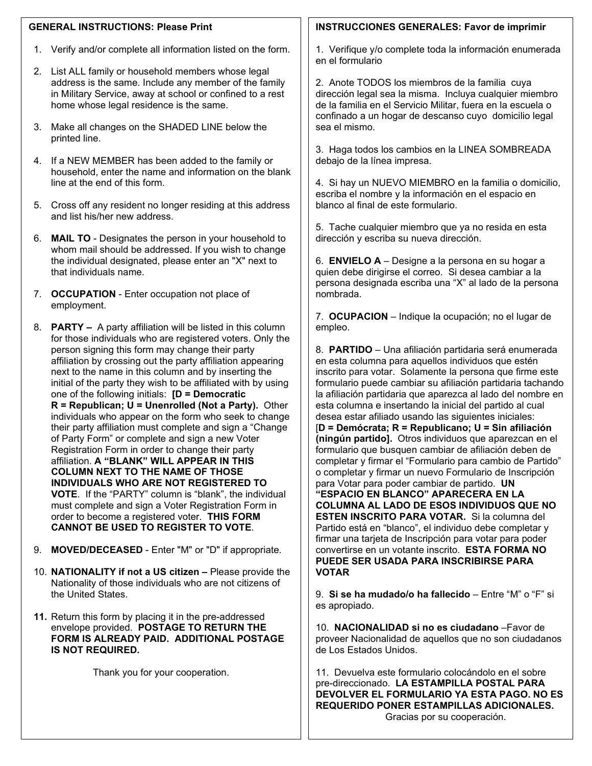**GENERAL INSTRUCTIONS: Please Print**

1. Verify and/or complete all information listed on the form.
2. List ALL family or household members whose legal address is the same. Include any member of the family in Military Service, away at school or confined to a rest home whose legal residence is the same.
3. Make all changes on the SHADED LINE below the printed line.
4. If a NEW MEMBER has been added to the family or household, enter the name and information on the blank line at the end of this form.
5. Cross off any resident no longer residing at this address and list his/her new address.
6. **MAIL TO** - Designates the person in your household to whom mail should be addressed. If you wish to change the individual designated, please enter an "X" next to that individuals name.
7. **OCCUPATION** - Enter occupation not place of employment.
8. **PARTY –** A party affiliation will be listed in this column for those individuals who are registered voters. Only the person signing this form may change their party affiliation by crossing out the party affiliation appearing next to the name in this column and by inserting the initial of the party they wish to be affiliated with by using one of the following initials: **[D = Democratic R = Republican; U = Unenrolled (Not a Party).** Other individuals who appear on the form who seek to change their party affiliation must complete and sign a "Change of Party Form" or complete and sign a new Voter Registration Form in order to change their party affiliation. **A "BLANK" WILL APPEAR IN THIS COLUMN NEXT TO THE NAME OF THOSE INDIVIDUALS WHO ARE NOT REGISTERED TO VOTE**. If the "PARTY" column is "blank", the individual must complete and sign a Voter Registration Form in order to become a registered voter. **THIS FORM CANNOT BE USED TO REGISTER TO VOTE**.
9. **MOVED/DECEASED** - Enter "M" or "D" if appropriate.
10. **NATIONALITY if not a US citizen –** Please provide the Nationality of those individuals who are not citizens of the United States.
11. Return this form by placing it in the pre-addressed envelope provided. **POSTAGE TO RETURN THE FORM IS ALREADY PAID. ADDITIONAL POSTAGE IS NOT REQUIRED.**

Thank you for your cooperation.

**INSTRUCCIONES GENERALES: Favor de imprimir**

1. Verifique y/o complete toda la información enumerada en el formulario
2. Anote TODOS los miembros de la familia cuya dirección legal sea la misma. Incluya cualquier miembro de la familia en el Servicio Militar, fuera en la escuela o confinado a un hogar de descanso cuyo domicilio legal sea el mismo.
3. Haga todos los cambios en la LINEA SOMBREADA debajo de la línea impresa.
4. Si hay un NUEVO MIEMBRO en la familia o domicilio, escriba el nombre y la información en el espacio en blanco al final de este formulario.
5. Tache cualquier miembro que ya no resida en esta dirección y escriba su nueva dirección.
6. **ENVIELO A** – Designe a la persona en su hogar a quien debe dirigirse el correo. Si desea cambiar a la persona designada escriba una "X" al lado de la persona nombrada.
7. **OCUPACION** – Indique la ocupación; no el lugar de empleo.
8. **PARTIDO** – Una afiliación partidaria será enumerada en esta columna para aquellos individuos que estén inscrito para votar. Solamente la persona que firme este formulario puede cambiar su afiliación partidaria tachando la afiliación partidaria que aparezca al lado del nombre en esta columna e insertando la inicial del partido al cual desea estar afiliado usando las siguientes iniciales: [**D = Demócrata; R = Republicano; U = Sin afiliación (ningún partido].** Otros individuos que aparezcan en el formulario que busquen cambiar de afiliación deben de completar y firmar el "Formulario para cambio de Partido" o completar y firmar un nuevo Formulario de Inscripción para Votar para poder cambiar de partido. **UN "ESPACIO EN BLANCO" APARECERA EN LA COLUMNA AL LADO DE ESOS INDIVIDUOS QUE NO ESTEN INSCRITO PARA VOTAR.** Si la columna del Partido está en "blanco", el individuo debe completar y firmar una tarjeta de Inscripción para votar para poder convertirse en un votante inscrito. **ESTA FORMA NO PUEDE SER USADA PARA INSCRIBIRSE PARA VOTAR**
9. **Si se ha mudado/o ha fallecido** – Entre "M" o "F" si es apropiado.
10. **NACIONALIDAD si no es ciudadano** –Favor de proveer Nacionalidad de aquellos que no son ciudadanos de Los Estados Unidos.
11. Devuelva este formulario colocándolo en el sobre pre-direccionado. **LA ESTAMPILLA POSTAL PARA DEVOLVER EL FORMULARIO YA ESTA PAGO. NO ES REQUERIDO PONER ESTAMPILLAS ADICIONALES.**

Gracias por su cooperación.